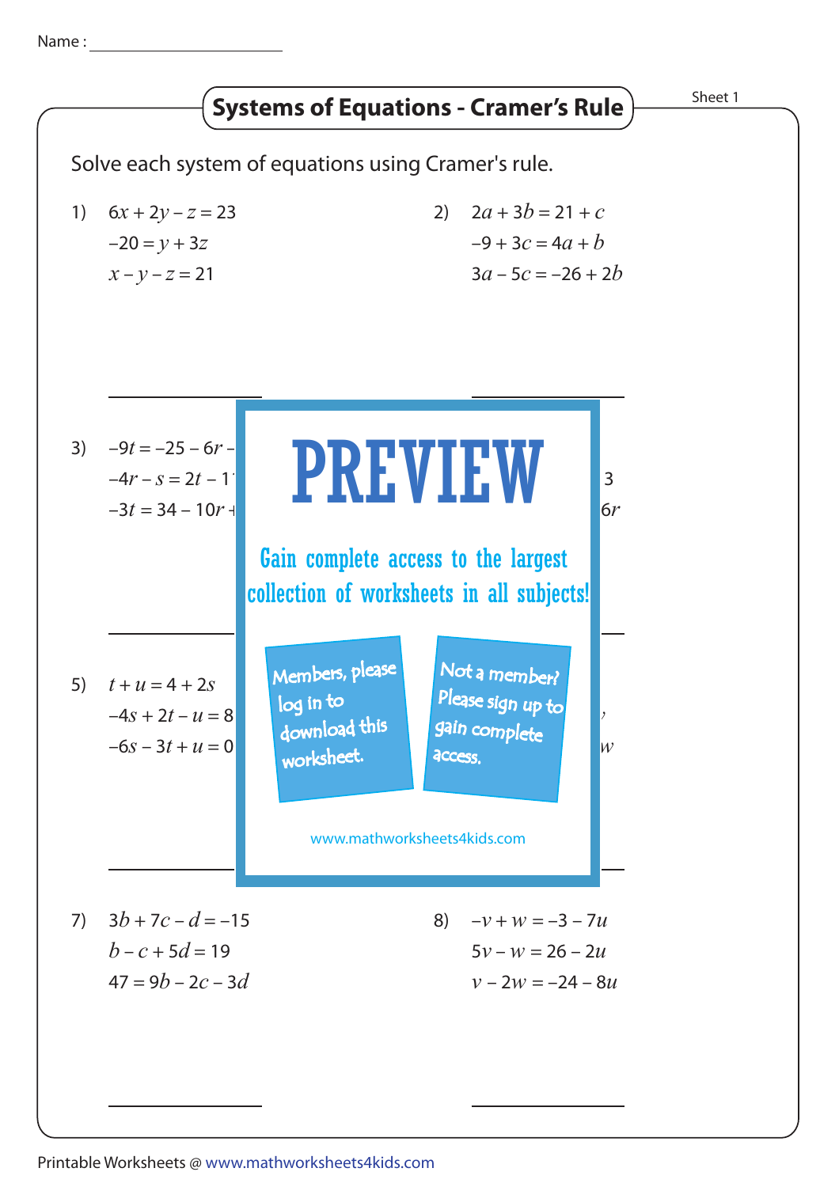Name :

# Systems of Equations - Cramer's Rule

Sheet 1

Solve each system of equations using Cramer's rule.

1) $6x + 2y - z = 23$
$-20 = y + 3z$
$x - y - z = 21$

2) $2a + 3b = 21 + c$
$-9 + 3c = 4a + b$
$3a - 5c = -26 + 2b$

3) $-9t = -25 - 6r -$
$-4r - s = 2t - 1$
$-3t = 34 - 10r +$

3
$6r$

## PREVIEW

Gain complete access to the largest collection of worksheets in all subjects!

Members, please log in to download this worksheet.

Not a member? Please sign up to gain complete access.

www.mathworksheets4kids.com

5) $t + u = 4 + 2s$
$-4s + 2t - u = 8$
$-6s - 3t + u = 0$

$w$

7) $3b + 7c - d = -15$
$b - c + 5d = 19$
$47 = 9b - 2c - 3d$

8) $-v + w = -3 - 7u$
$5v - w = 26 - 2u$
$v - 2w = -24 - 8u$

Printable Worksheets @ www.mathworksheets4kids.com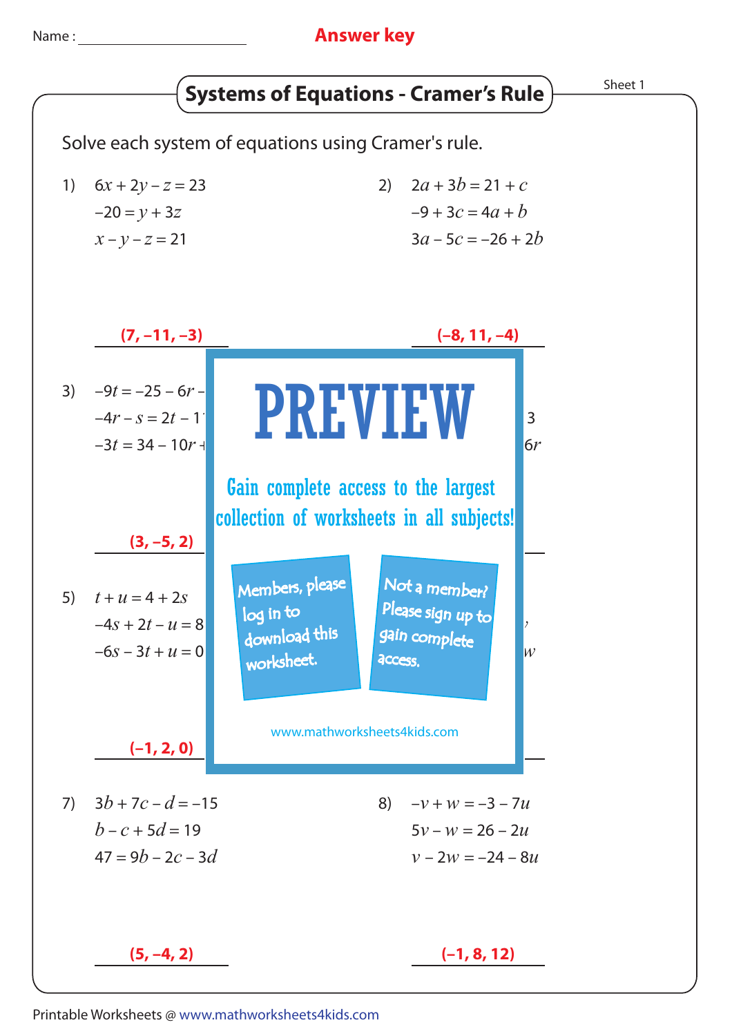Name : ______________________ **Answer key**

# Systems of Equations - Cramer's Rule

Sheet 1

Solve each system of equations using Cramer's rule.

1) $6x + 2y - z = 23$
$-20 = y + 3z$
$x - y - z = 21$

**(7, –11, –3)**

2) $2a + 3b = 21 + c$
$-9 + 3c = 4a + b$
$3a - 5c = -26 + 2b$

**(–8, 11, –4)**

3) $-9t = -25 - 6r -$
$-4r - s = 2t - 1$
$-3t = 34 - 10r +$

**(3, –5, 2)**

4) 3
$6r$

5) $t + u = 4 + 2s$
$-4s + 2t - u = 8$
$-6s - 3t + u = 0$

**(–1, 2, 0)**

6) $w$

# PREVIEW

Gain complete access to the largest collection of worksheets in all subjects!

Members, please log in to download this worksheet.

Not a member? Please sign up to gain complete access.

www.mathworksheets4kids.com

7) $3b + 7c - d = -15$
$b - c + 5d = 19$
$47 = 9b - 2c - 3d$

**(5, –4, 2)**

8) $-v + w = -3 - 7u$
$5v - w = 26 - 2u$
$v - 2w = -24 - 8u$

**(–1, 8, 12)**

Printable Worksheets @ www.mathworksheets4kids.com